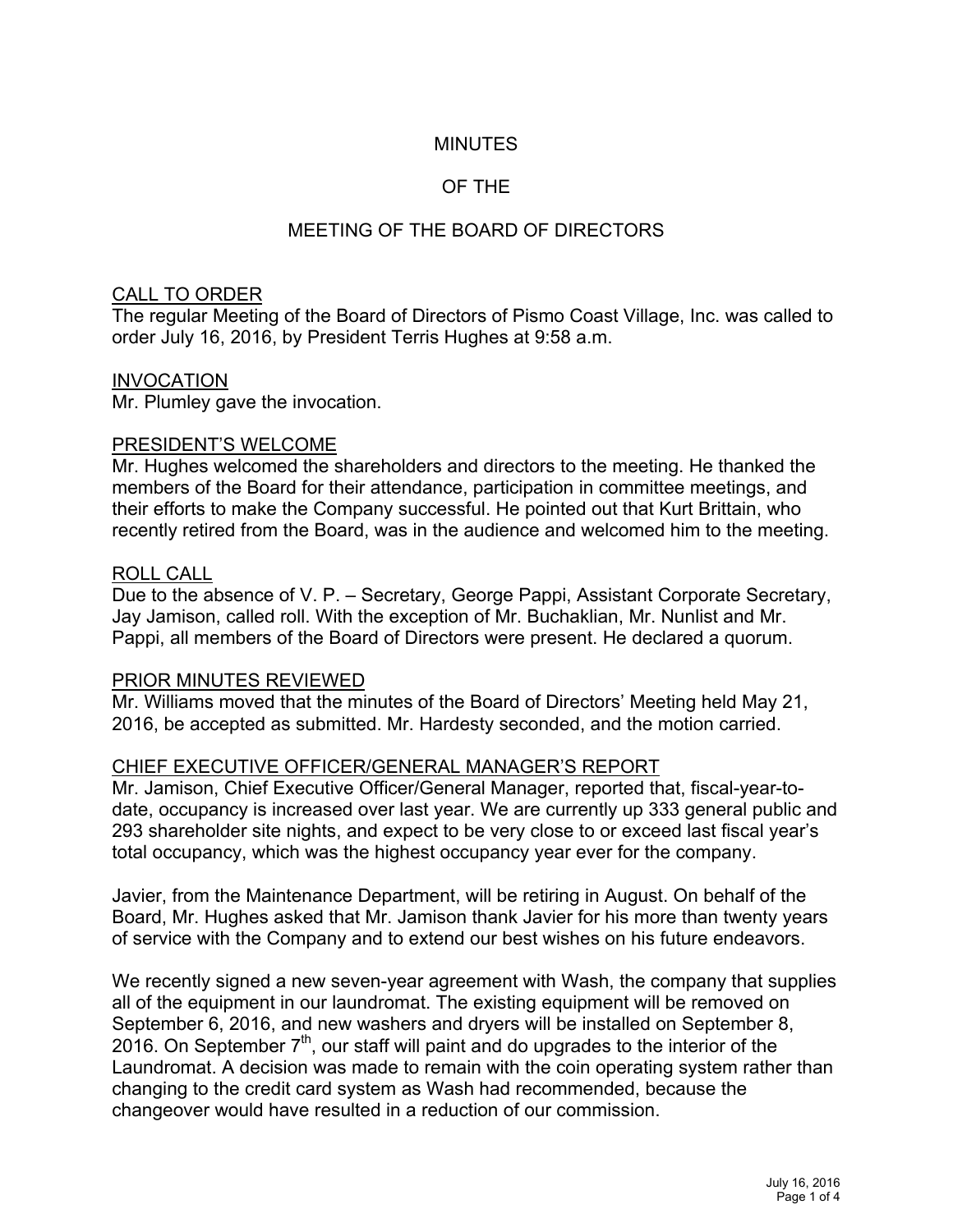# MINUTES

# OF THE

# MEETING OF THE BOARD OF DIRECTORS

## CALL TO ORDER

The regular Meeting of the Board of Directors of Pismo Coast Village, Inc. was called to order July 16, 2016, by President Terris Hughes at 9:58 a.m.

## INVOCATION

Mr. Plumley gave the invocation.

## PRESIDENT'S WELCOME

Mr. Hughes welcomed the shareholders and directors to the meeting. He thanked the members of the Board for their attendance, participation in committee meetings, and their efforts to make the Company successful. He pointed out that Kurt Brittain, who recently retired from the Board, was in the audience and welcomed him to the meeting.

## ROLL CALL

Due to the absence of V. P. – Secretary, George Pappi, Assistant Corporate Secretary, Jay Jamison, called roll. With the exception of Mr. Buchaklian, Mr. Nunlist and Mr. Pappi, all members of the Board of Directors were present. He declared a quorum.

## PRIOR MINUTES REVIEWED

Mr. Williams moved that the minutes of the Board of Directors' Meeting held May 21, 2016, be accepted as submitted. Mr. Hardesty seconded, and the motion carried.

## CHIEF EXECUTIVE OFFICER/GENERAL MANAGER'S REPORT

Mr. Jamison, Chief Executive Officer/General Manager, reported that, fiscal-year-to-date, occupancy is increased over last year. We are currently up 333 general public and 293 shareholder site nights, and expect to be very close to or exceed last fiscal year's total occupancy, which was the highest occupancy year ever for the company.

Javier, from the Maintenance Department, will be retiring in August. On behalf of the Board, Mr. Hughes asked that Mr. Jamison thank Javier for his more than twenty years of service with the Company and to extend our best wishes on his future endeavors.

We recently signed a new seven-year agreement with Wash, the company that supplies all of the equipment in our laundromat. The existing equipment will be removed on September 6, 2016, and new washers and dryers will be installed on September 8, 2016. On September 7th, our staff will paint and do upgrades to the interior of the Laundromat. A decision was made to remain with the coin operating system rather than changing to the credit card system as Wash had recommended, because the changeover would have resulted in a reduction of our commission.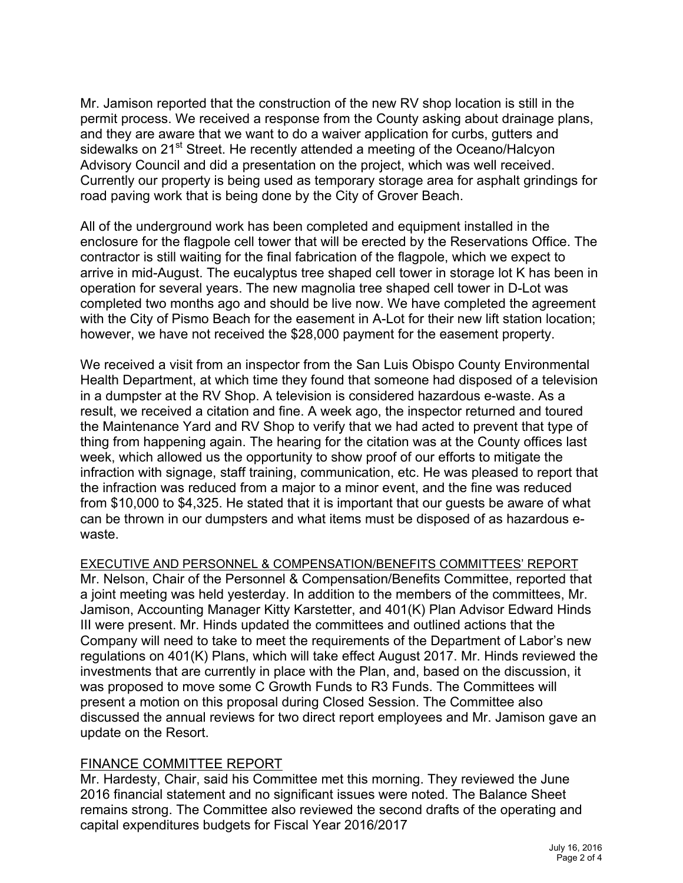Mr. Jamison reported that the construction of the new RV shop location is still in the permit process. We received a response from the County asking about drainage plans, and they are aware that we want to do a waiver application for curbs, gutters and sidewalks on 21st Street. He recently attended a meeting of the Oceano/Halcyon Advisory Council and did a presentation on the project, which was well received. Currently our property is being used as temporary storage area for asphalt grindings for road paving work that is being done by the City of Grover Beach.

All of the underground work has been completed and equipment installed in the enclosure for the flagpole cell tower that will be erected by the Reservations Office. The contractor is still waiting for the final fabrication of the flagpole, which we expect to arrive in mid-August. The eucalyptus tree shaped cell tower in storage lot K has been in operation for several years. The new magnolia tree shaped cell tower in D-Lot was completed two months ago and should be live now. We have completed the agreement with the City of Pismo Beach for the easement in A-Lot for their new lift station location; however, we have not received the $28,000 payment for the easement property.

We received a visit from an inspector from the San Luis Obispo County Environmental Health Department, at which time they found that someone had disposed of a television in a dumpster at the RV Shop. A television is considered hazardous e-waste. As a result, we received a citation and fine. A week ago, the inspector returned and toured the Maintenance Yard and RV Shop to verify that we had acted to prevent that type of thing from happening again. The hearing for the citation was at the County offices last week, which allowed us the opportunity to show proof of our efforts to mitigate the infraction with signage, staff training, communication, etc. He was pleased to report that the infraction was reduced from a major to a minor event, and the fine was reduced from $10,000 to $4,325. He stated that it is important that our guests be aware of what can be thrown in our dumpsters and what items must be disposed of as hazardous e-waste.

## EXECUTIVE AND PERSONNEL & COMPENSATION/BENEFITS COMMITTEES' REPORT

Mr. Nelson, Chair of the Personnel & Compensation/Benefits Committee, reported that a joint meeting was held yesterday. In addition to the members of the committees, Mr. Jamison, Accounting Manager Kitty Karstetter, and 401(K) Plan Advisor Edward Hinds III were present. Mr. Hinds updated the committees and outlined actions that the Company will need to take to meet the requirements of the Department of Labor's new regulations on 401(K) Plans, which will take effect August 2017. Mr. Hinds reviewed the investments that are currently in place with the Plan, and, based on the discussion, it was proposed to move some C Growth Funds to R3 Funds. The Committees will present a motion on this proposal during Closed Session. The Committee also discussed the annual reviews for two direct report employees and Mr. Jamison gave an update on the Resort.

## FINANCE COMMITTEE REPORT

Mr. Hardesty, Chair, said his Committee met this morning. They reviewed the June 2016 financial statement and no significant issues were noted. The Balance Sheet remains strong. The Committee also reviewed the second drafts of the operating and capital expenditures budgets for Fiscal Year 2016/2017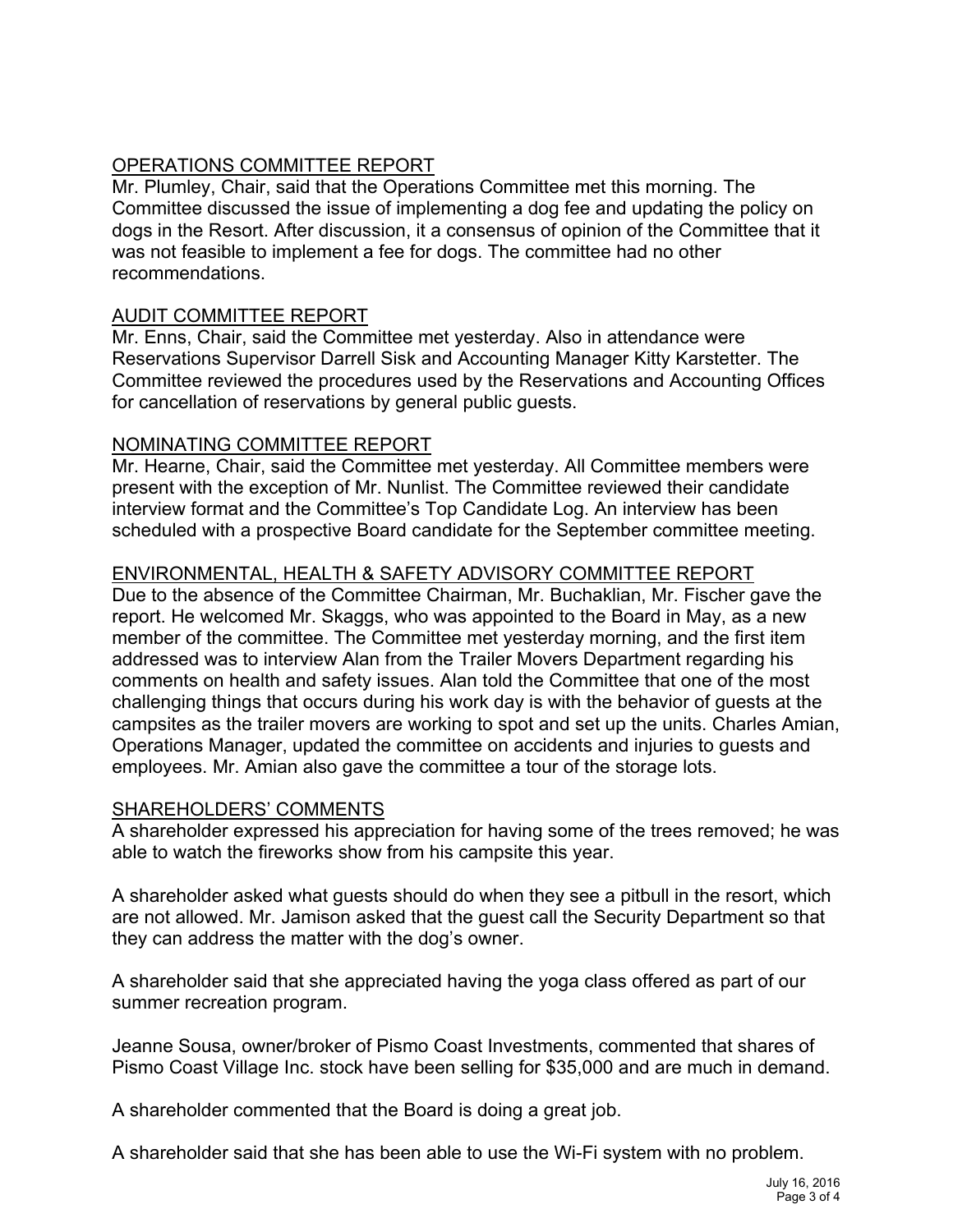## OPERATIONS COMMITTEE REPORT

Mr. Plumley, Chair, said that the Operations Committee met this morning. The Committee discussed the issue of implementing a dog fee and updating the policy on dogs in the Resort. After discussion, it a consensus of opinion of the Committee that it was not feasible to implement a fee for dogs. The committee had no other recommendations.

## AUDIT COMMITTEE REPORT

Mr. Enns, Chair, said the Committee met yesterday. Also in attendance were Reservations Supervisor Darrell Sisk and Accounting Manager Kitty Karstetter. The Committee reviewed the procedures used by the Reservations and Accounting Offices for cancellation of reservations by general public guests.

## NOMINATING COMMITTEE REPORT

Mr. Hearne, Chair, said the Committee met yesterday. All Committee members were present with the exception of Mr. Nunlist. The Committee reviewed their candidate interview format and the Committee's Top Candidate Log. An interview has been scheduled with a prospective Board candidate for the September committee meeting.

## ENVIRONMENTAL, HEALTH & SAFETY ADVISORY COMMITTEE REPORT

Due to the absence of the Committee Chairman, Mr. Buchaklian, Mr. Fischer gave the report. He welcomed Mr. Skaggs, who was appointed to the Board in May, as a new member of the committee. The Committee met yesterday morning, and the first item addressed was to interview Alan from the Trailer Movers Department regarding his comments on health and safety issues. Alan told the Committee that one of the most challenging things that occurs during his work day is with the behavior of guests at the campsites as the trailer movers are working to spot and set up the units. Charles Amian, Operations Manager, updated the committee on accidents and injuries to guests and employees. Mr. Amian also gave the committee a tour of the storage lots.

## SHAREHOLDERS' COMMENTS

A shareholder expressed his appreciation for having some of the trees removed; he was able to watch the fireworks show from his campsite this year.

A shareholder asked what guests should do when they see a pitbull in the resort, which are not allowed. Mr. Jamison asked that the guest call the Security Department so that they can address the matter with the dog's owner.

A shareholder said that she appreciated having the yoga class offered as part of our summer recreation program.

Jeanne Sousa, owner/broker of Pismo Coast Investments, commented that shares of Pismo Coast Village Inc. stock have been selling for $35,000 and are much in demand.

A shareholder commented that the Board is doing a great job.

A shareholder said that she has been able to use the Wi-Fi system with no problem.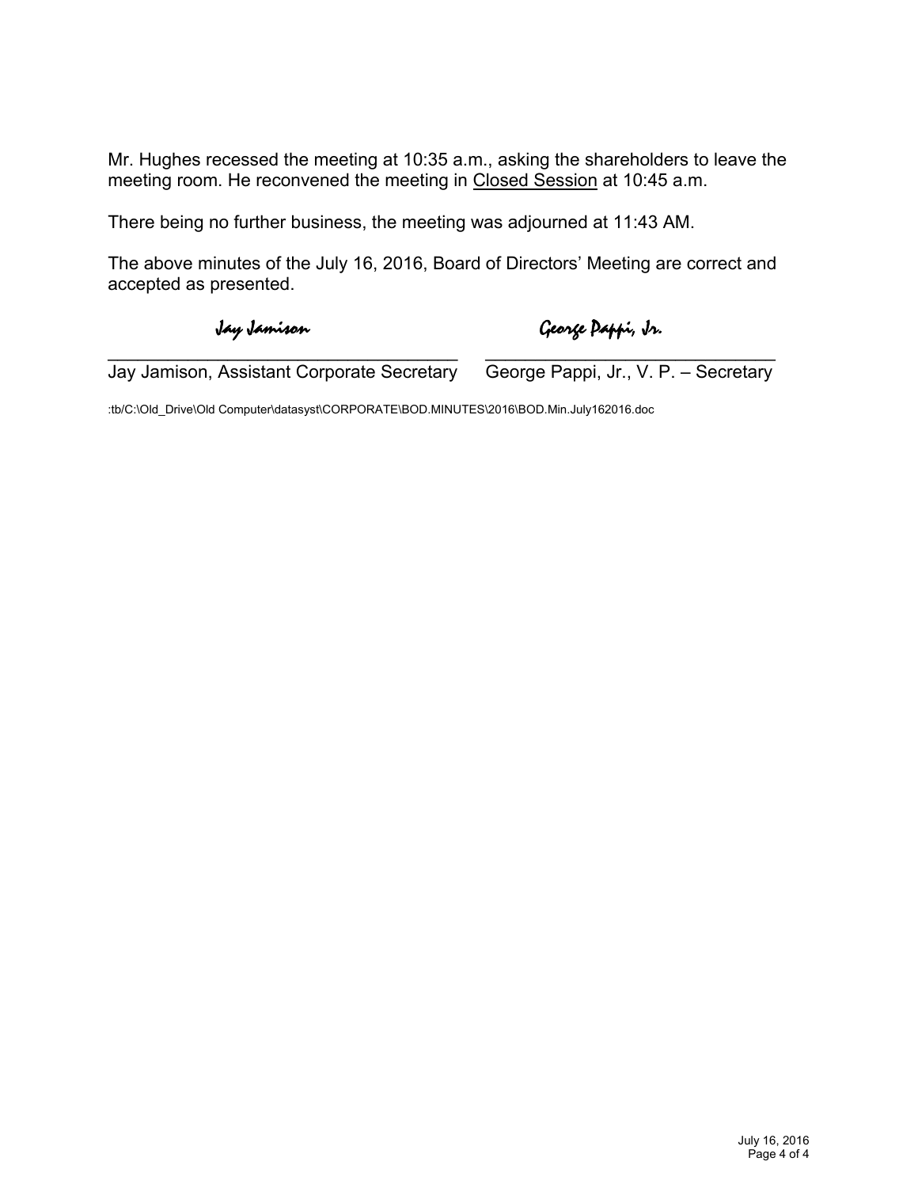Mr. Hughes recessed the meeting at 10:35 a.m., asking the shareholders to leave the meeting room. He reconvened the meeting in Closed Session at 10:45 a.m.

There being no further business, the meeting was adjourned at 11:43 AM.

The above minutes of the July 16, 2016, Board of Directors' Meeting are correct and accepted as presented.

| | |
|---|---|
| *Jay Jamison* | *George Pappi, Jr.* |
| Jay Jamison, Assistant Corporate Secretary | George Pappi, Jr., V. P. – Secretary |

:tb/C:\Old_Drive\Old Computer\datasyst\CORPORATE\BOD.MINUTES\2016\BOD.Min.July162016.doc